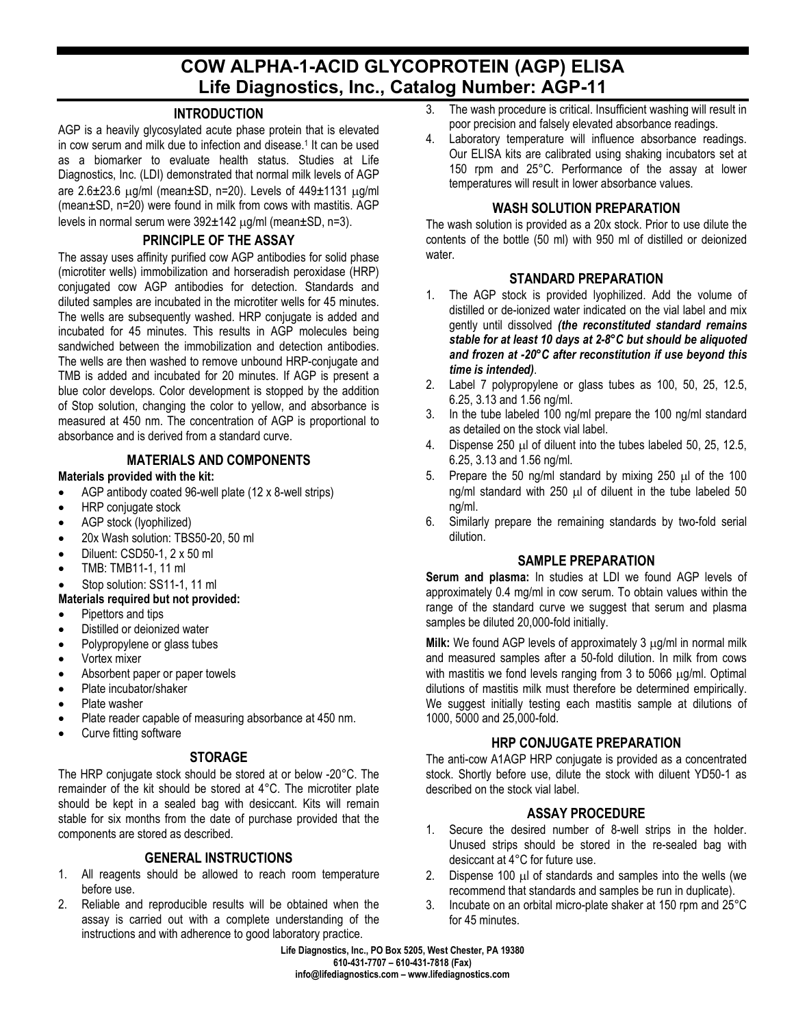# COW ALPHA-1-ACID GLYCOPROTEIN (AGP) ELISA
# Life Diagnostics, Inc., Catalog Number: AGP-11

## INTRODUCTION

AGP is a heavily glycosylated acute phase protein that is elevated in cow serum and milk due to infection and disease.[1] It can be used as a biomarker to evaluate health status. Studies at Life Diagnostics, Inc. (LDI) demonstrated that normal milk levels of AGP are 2.6±23.6 μg/ml (mean±SD, n=20). Levels of 449±1131 μg/ml (mean±SD, n=20) were found in milk from cows with mastitis. AGP levels in normal serum were 392±142 μg/ml (mean±SD, n=3).

## PRINCIPLE OF THE ASSAY

The assay uses affinity purified cow AGP antibodies for solid phase (microtiter wells) immobilization and horseradish peroxidase (HRP) conjugated cow AGP antibodies for detection. Standards and diluted samples are incubated in the microtiter wells for 45 minutes. The wells are subsequently washed. HRP conjugate is added and incubated for 45 minutes. This results in AGP molecules being sandwiched between the immobilization and detection antibodies. The wells are then washed to remove unbound HRP-conjugate and TMB is added and incubated for 20 minutes. If AGP is present a blue color develops. Color development is stopped by the addition of Stop solution, changing the color to yellow, and absorbance is measured at 450 nm. The concentration of AGP is proportional to absorbance and is derived from a standard curve.

## MATERIALS AND COMPONENTS

**Materials provided with the kit:**

- AGP antibody coated 96-well plate (12 x 8-well strips)
- HRP conjugate stock
- AGP stock (lyophilized)
- 20x Wash solution: TBS50-20, 50 ml
- Diluent: CSD50-1, 2 x 50 ml
- TMB: TMB11-1, 11 ml
- Stop solution: SS11-1, 11 ml

**Materials required but not provided:**

- Pipettors and tips
- Distilled or deionized water
- Polypropylene or glass tubes
- Vortex mixer
- Absorbent paper or paper towels
- Plate incubator/shaker
- Plate washer
- Plate reader capable of measuring absorbance at 450 nm.
- Curve fitting software

## STORAGE

The HRP conjugate stock should be stored at or below -20°C. The remainder of the kit should be stored at 4°C. The microtiter plate should be kept in a sealed bag with desiccant. Kits will remain stable for six months from the date of purchase provided that the components are stored as described.

## GENERAL INSTRUCTIONS

1. All reagents should be allowed to reach room temperature before use.
2. Reliable and reproducible results will be obtained when the assay is carried out with a complete understanding of the instructions and with adherence to good laboratory practice.
3. The wash procedure is critical. Insufficient washing will result in poor precision and falsely elevated absorbance readings.
4. Laboratory temperature will influence absorbance readings. Our ELISA kits are calibrated using shaking incubators set at 150 rpm and 25°C. Performance of the assay at lower temperatures will result in lower absorbance values.

## WASH SOLUTION PREPARATION

The wash solution is provided as a 20x stock. Prior to use dilute the contents of the bottle (50 ml) with 950 ml of distilled or deionized water.

## STANDARD PREPARATION

1. The AGP stock is provided lyophilized. Add the volume of distilled or de-ionized water indicated on the vial label and mix gently until dissolved ***(the reconstituted standard remains stable for at least 10 days at 2-8°C but should be aliquoted and frozen at -20°C after reconstitution if use beyond this time is intended)***.
2. Label 7 polypropylene or glass tubes as 100, 50, 25, 12.5, 6.25, 3.13 and 1.56 ng/ml.
3. In the tube labeled 100 ng/ml prepare the 100 ng/ml standard as detailed on the stock vial label.
4. Dispense 250 μl of diluent into the tubes labeled 50, 25, 12.5, 6.25, 3.13 and 1.56 ng/ml.
5. Prepare the 50 ng/ml standard by mixing 250 μl of the 100 ng/ml standard with 250 μl of diluent in the tube labeled 50 ng/ml.
6. Similarly prepare the remaining standards by two-fold serial dilution.

## SAMPLE PREPARATION

**Serum and plasma:** In studies at LDI we found AGP levels of approximately 0.4 mg/ml in cow serum. To obtain values within the range of the standard curve we suggest that serum and plasma samples be diluted 20,000-fold initially.

**Milk:** We found AGP levels of approximately 3 μg/ml in normal milk and measured samples after a 50-fold dilution. In milk from cows with mastitis we fond levels ranging from 3 to 5066 μg/ml. Optimal dilutions of mastitis milk must therefore be determined empirically. We suggest initially testing each mastitis sample at dilutions of 1000, 5000 and 25,000-fold.

## HRP CONJUGATE PREPARATION

The anti-cow A1AGP HRP conjugate is provided as a concentrated stock. Shortly before use, dilute the stock with diluent YD50-1 as described on the stock vial label.

## ASSAY PROCEDURE

1. Secure the desired number of 8-well strips in the holder. Unused strips should be stored in the re-sealed bag with desiccant at 4°C for future use.
2. Dispense 100 μl of standards and samples into the wells (we recommend that standards and samples be run in duplicate).
3. Incubate on an orbital micro-plate shaker at 150 rpm and 25°C for 45 minutes.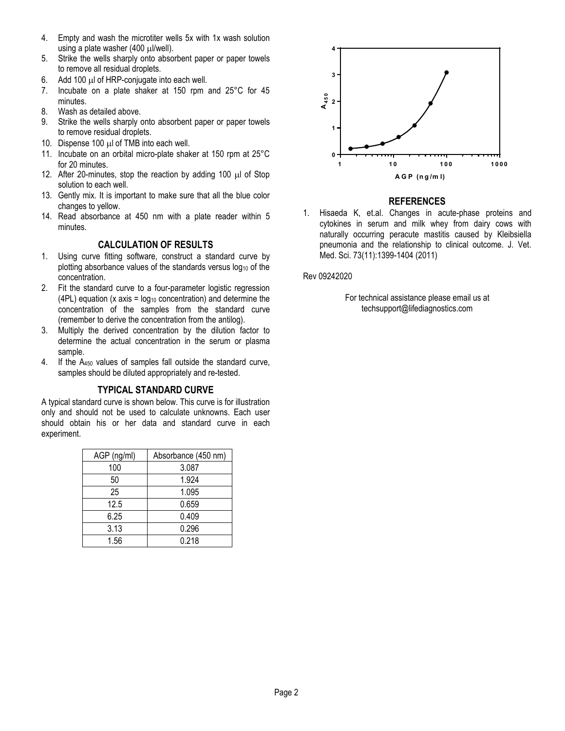4. Empty and wash the microtiter wells 5x with 1x wash solution using a plate washer (400 µl/well).
5. Strike the wells sharply onto absorbent paper or paper towels to remove all residual droplets.
6. Add 100 µl of HRP-conjugate into each well.
7. Incubate on a plate shaker at 150 rpm and 25°C for 45 minutes.
8. Wash as detailed above.
9. Strike the wells sharply onto absorbent paper or paper towels to remove residual droplets.
10. Dispense 100 µl of TMB into each well.
11. Incubate on an orbital micro-plate shaker at 150 rpm at 25°C for 20 minutes.
12. After 20-minutes, stop the reaction by adding 100 µl of Stop solution to each well.
13. Gently mix. It is important to make sure that all the blue color changes to yellow.
14. Read absorbance at 450 nm with a plate reader within 5 minutes.

## CALCULATION OF RESULTS

1. Using curve fitting software, construct a standard curve by plotting absorbance values of the standards versus $\log_{10}$ of the concentration.
2. Fit the standard curve to a four-parameter logistic regression (4PL) equation (x axis = $\log_{10}$ concentration) and determine the concentration of the samples from the standard curve (remember to derive the concentration from the antilog).
3. Multiply the derived concentration by the dilution factor to determine the actual concentration in the serum or plasma sample.
4. If the $A_{450}$ values of samples fall outside the standard curve, samples should be diluted appropriately and re-tested.

## TYPICAL STANDARD CURVE

A typical standard curve is shown below. This curve is for illustration only and should not be used to calculate unknowns. Each user should obtain his or her data and standard curve in each experiment.

| AGP (ng/ml) | Absorbance (450 nm) |
|---|---|
| 100 | 3.087 |
| 50 | 1.924 |
| 25 | 1.095 |
| 12.5 | 0.659 |
| 6.25 | 0.409 |
| 3.13 | 0.296 |
| 1.56 | 0.218 |

$A_{450}$

4
3
2
1
0

1
10
100
1000

AGP (ng/ml)

## REFERENCES

1. Hisaeda K, et.al. Changes in acute-phase proteins and cytokines in serum and milk whey from dairy cows with naturally occurring peracute mastitis caused by Kleibsiella pneumonia and the relationship to clinical outcome. J. Vet. Med. Sci. 73(11):1399-1404 (2011)

Rev 09242020

For technical assistance please email us at techsupport@lifediagnostics.com